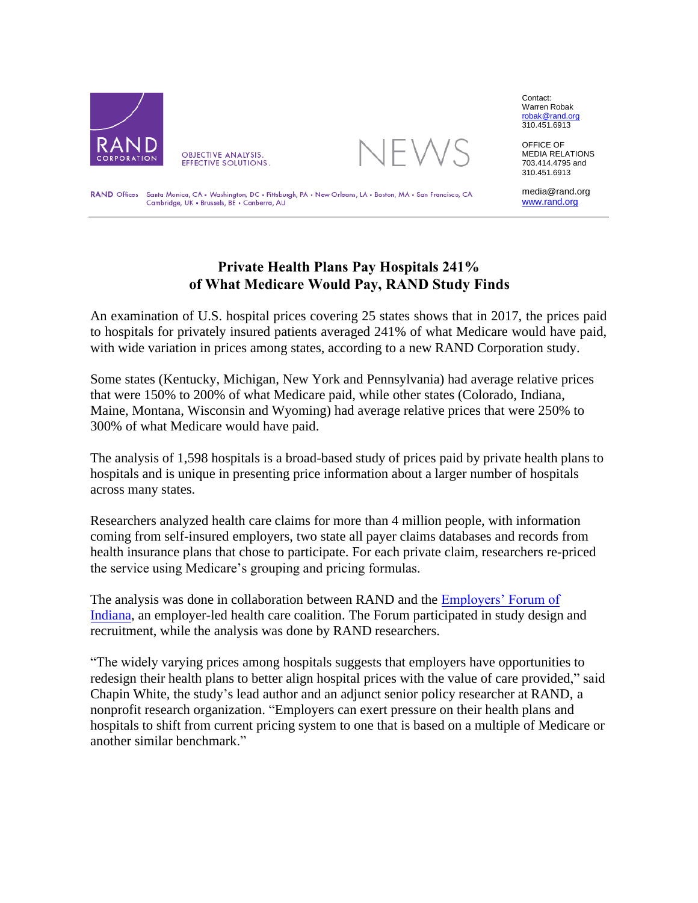RAND CORPORATION

OBJECTIVE ANALYSIS.
EFFECTIVE SOLUTIONS.

NEWS

Contact:
Warren Robak
robak@rand.org
310.451.6913

OFFICE OF
MEDIA RELATIONS
703.414.4795 and
310.451.6913

media@rand.org
www.rand.org

RAND Offices Santa Monica, CA • Washington, DC • Pittsburgh, PA • New Orleans, LA • Boston, MA • San Francisco, CA
Cambridge, UK • Brussels, BE • Canberra, AU

# Private Health Plans Pay Hospitals 241% of What Medicare Would Pay, RAND Study Finds

An examination of U.S. hospital prices covering 25 states shows that in 2017, the prices paid to hospitals for privately insured patients averaged 241% of what Medicare would have paid, with wide variation in prices among states, according to a new RAND Corporation study.

Some states (Kentucky, Michigan, New York and Pennsylvania) had average relative prices that were 150% to 200% of what Medicare paid, while other states (Colorado, Indiana, Maine, Montana, Wisconsin and Wyoming) had average relative prices that were 250% to 300% of what Medicare would have paid.

The analysis of 1,598 hospitals is a broad-based study of prices paid by private health plans to hospitals and is unique in presenting price information about a larger number of hospitals across many states.

Researchers analyzed health care claims for more than 4 million people, with information coming from self-insured employers, two state all payer claims databases and records from health insurance plans that chose to participate. For each private claim, researchers re-priced the service using Medicare's grouping and pricing formulas.

The analysis was done in collaboration between RAND and the Employers' Forum of Indiana, an employer-led health care coalition. The Forum participated in study design and recruitment, while the analysis was done by RAND researchers.

"The widely varying prices among hospitals suggests that employers have opportunities to redesign their health plans to better align hospital prices with the value of care provided," said Chapin White, the study's lead author and an adjunct senior policy researcher at RAND, a nonprofit research organization. "Employers can exert pressure on their health plans and hospitals to shift from current pricing system to one that is based on a multiple of Medicare or another similar benchmark."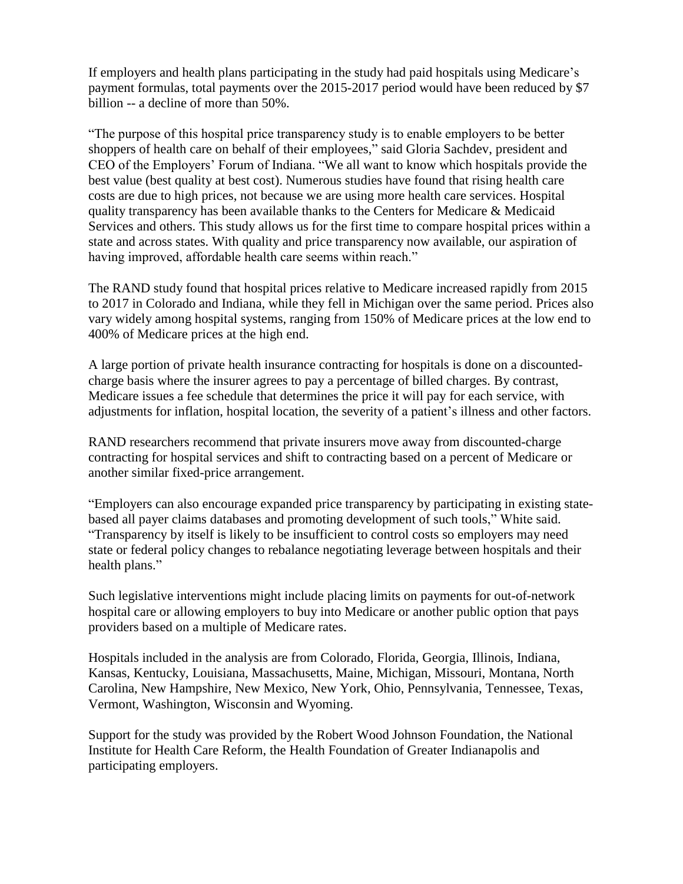If employers and health plans participating in the study had paid hospitals using Medicare's payment formulas, total payments over the 2015-2017 period would have been reduced by $7 billion -- a decline of more than 50%.

"The purpose of this hospital price transparency study is to enable employers to be better shoppers of health care on behalf of their employees," said Gloria Sachdev, president and CEO of the Employers' Forum of Indiana. "We all want to know which hospitals provide the best value (best quality at best cost). Numerous studies have found that rising health care costs are due to high prices, not because we are using more health care services. Hospital quality transparency has been available thanks to the Centers for Medicare & Medicaid Services and others. This study allows us for the first time to compare hospital prices within a state and across states. With quality and price transparency now available, our aspiration of having improved, affordable health care seems within reach."

The RAND study found that hospital prices relative to Medicare increased rapidly from 2015 to 2017 in Colorado and Indiana, while they fell in Michigan over the same period. Prices also vary widely among hospital systems, ranging from 150% of Medicare prices at the low end to 400% of Medicare prices at the high end.

A large portion of private health insurance contracting for hospitals is done on a discounted-charge basis where the insurer agrees to pay a percentage of billed charges. By contrast, Medicare issues a fee schedule that determines the price it will pay for each service, with adjustments for inflation, hospital location, the severity of a patient's illness and other factors.

RAND researchers recommend that private insurers move away from discounted-charge contracting for hospital services and shift to contracting based on a percent of Medicare or another similar fixed-price arrangement.

"Employers can also encourage expanded price transparency by participating in existing state-based all payer claims databases and promoting development of such tools," White said. "Transparency by itself is likely to be insufficient to control costs so employers may need state or federal policy changes to rebalance negotiating leverage between hospitals and their health plans."

Such legislative interventions might include placing limits on payments for out-of-network hospital care or allowing employers to buy into Medicare or another public option that pays providers based on a multiple of Medicare rates.

Hospitals included in the analysis are from Colorado, Florida, Georgia, Illinois, Indiana, Kansas, Kentucky, Louisiana, Massachusetts, Maine, Michigan, Missouri, Montana, North Carolina, New Hampshire, New Mexico, New York, Ohio, Pennsylvania, Tennessee, Texas, Vermont, Washington, Wisconsin and Wyoming.

Support for the study was provided by the Robert Wood Johnson Foundation, the National Institute for Health Care Reform, the Health Foundation of Greater Indianapolis and participating employers.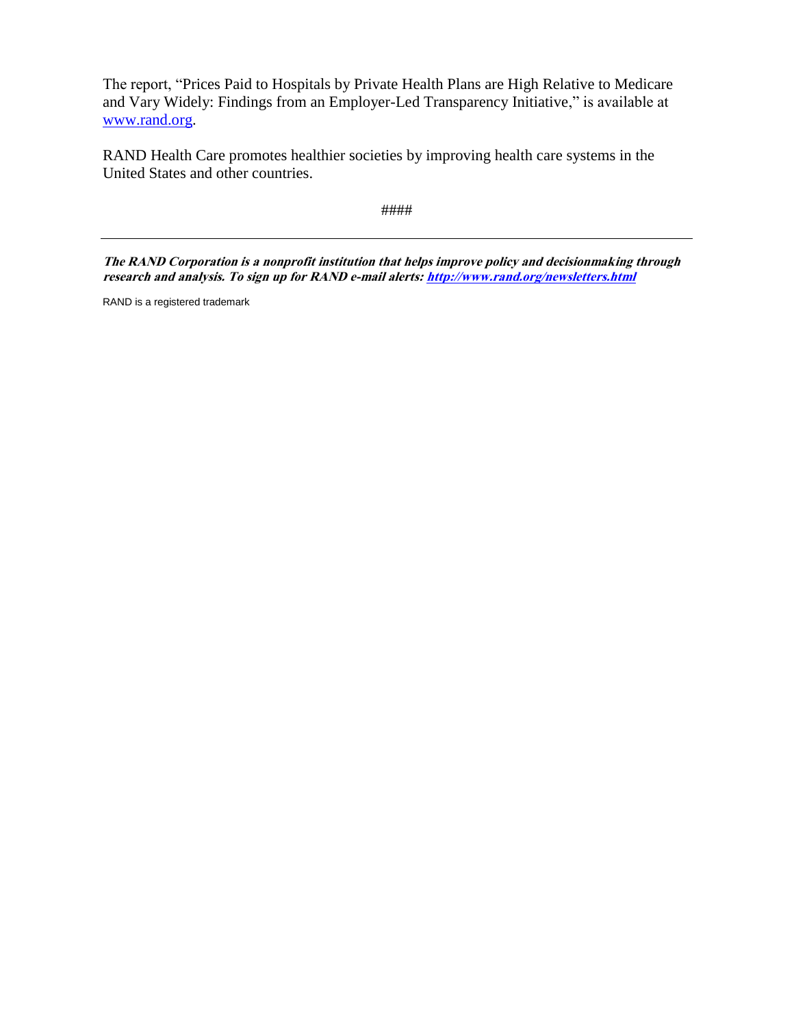The report, "Prices Paid to Hospitals by Private Health Plans are High Relative to Medicare and Vary Widely: Findings from an Employer-Led Transparency Initiative," is available at [www.rand.org](http://www.rand.org).

RAND Health Care promotes healthier societies by improving health care systems in the United States and other countries.

####

---

***The RAND Corporation is a nonprofit institution that helps improve policy and decisionmaking through research and analysis. To sign up for RAND e-mail alerts: [http://www.rand.org/newsletters.html](http://www.rand.org/newsletters.html)***

RAND is a registered trademark